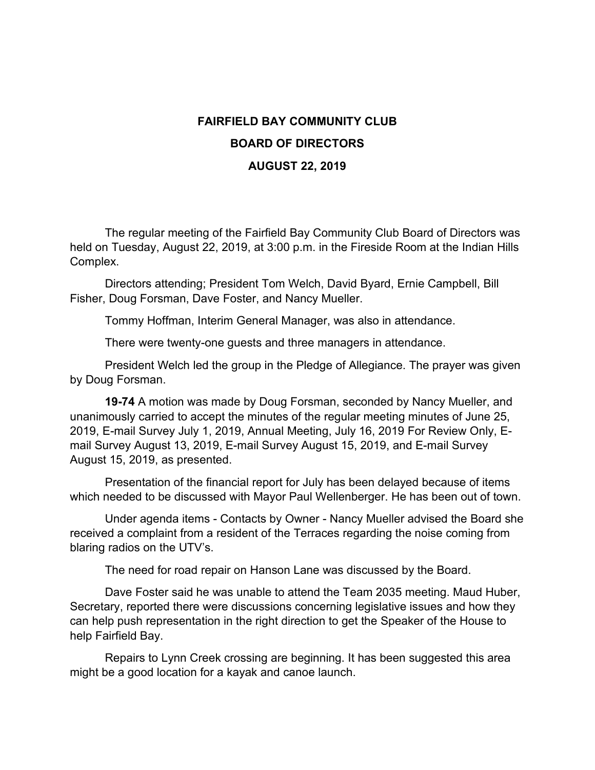# FAIRFIELD BAY COMMUNITY CLUB

## BOARD OF DIRECTORS

## AUGUST 22, 2019

The regular meeting of the Fairfield Bay Community Club Board of Directors was held on Tuesday, August 22, 2019, at 3:00 p.m. in the Fireside Room at the Indian Hills Complex.

Directors attending; President Tom Welch, David Byard, Ernie Campbell, Bill Fisher, Doug Forsman, Dave Foster, and Nancy Mueller.

Tommy Hoffman, Interim General Manager, was also in attendance.

There were twenty-one guests and three managers in attendance.

President Welch led the group in the Pledge of Allegiance. The prayer was given by Doug Forsman.

**19-74** A motion was made by Doug Forsman, seconded by Nancy Mueller, and unanimously carried to accept the minutes of the regular meeting minutes of June 25, 2019, E-mail Survey July 1, 2019, Annual Meeting, July 16, 2019 For Review Only, E-mail Survey August 13, 2019, E-mail Survey August 15, 2019, and E-mail Survey August 15, 2019, as presented.

Presentation of the financial report for July has been delayed because of items which needed to be discussed with Mayor Paul Wellenberger. He has been out of town.

Under agenda items - Contacts by Owner - Nancy Mueller advised the Board she received a complaint from a resident of the Terraces regarding the noise coming from blaring radios on the UTV's.

The need for road repair on Hanson Lane was discussed by the Board.

Dave Foster said he was unable to attend the Team 2035 meeting. Maud Huber, Secretary, reported there were discussions concerning legislative issues and how they can help push representation in the right direction to get the Speaker of the House to help Fairfield Bay.

Repairs to Lynn Creek crossing are beginning. It has been suggested this area might be a good location for a kayak and canoe launch.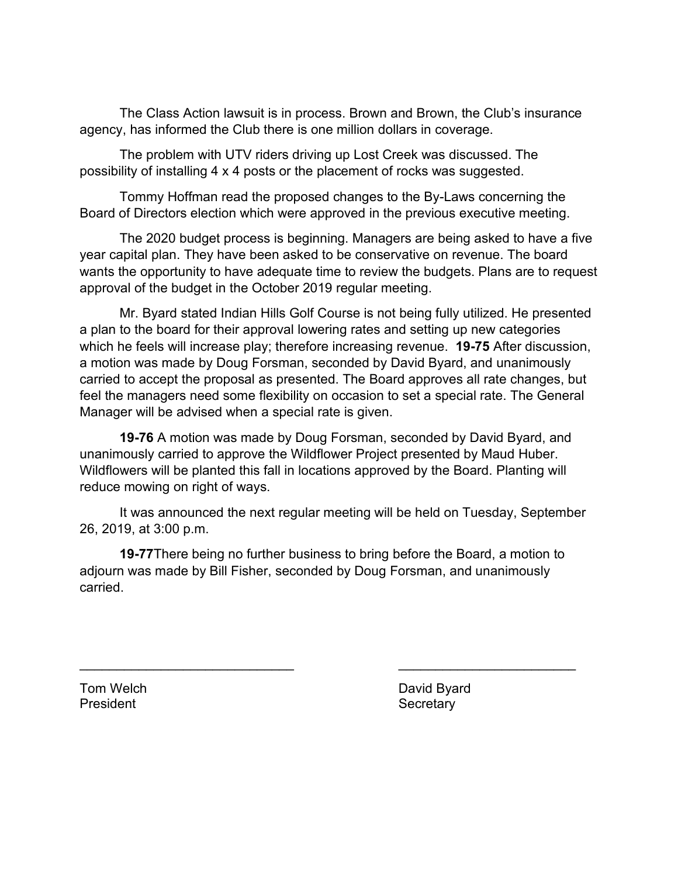The Class Action lawsuit is in process. Brown and Brown, the Club's insurance agency, has informed the Club there is one million dollars in coverage.

The problem with UTV riders driving up Lost Creek was discussed. The possibility of installing 4 x 4 posts or the placement of rocks was suggested.

Tommy Hoffman read the proposed changes to the By-Laws concerning the Board of Directors election which were approved in the previous executive meeting.

The 2020 budget process is beginning. Managers are being asked to have a five year capital plan. They have been asked to be conservative on revenue. The board wants the opportunity to have adequate time to review the budgets. Plans are to request approval of the budget in the October 2019 regular meeting.

Mr. Byard stated Indian Hills Golf Course is not being fully utilized. He presented a plan to the board for their approval lowering rates and setting up new categories which he feels will increase play; therefore increasing revenue. **19-75** After discussion, a motion was made by Doug Forsman, seconded by David Byard, and unanimously carried to accept the proposal as presented. The Board approves all rate changes, but feel the managers need some flexibility on occasion to set a special rate. The General Manager will be advised when a special rate is given.

**19-76** A motion was made by Doug Forsman, seconded by David Byard, and unanimously carried to approve the Wildflower Project presented by Maud Huber. Wildflowers will be planted this fall in locations approved by the Board. Planting will reduce mowing on right of ways.

It was announced the next regular meeting will be held on Tuesday, September 26, 2019, at 3:00 p.m.

**19-77**There being no further business to bring before the Board, a motion to adjourn was made by Bill Fisher, seconded by Doug Forsman, and unanimously carried.

\_\_\_\_\_\_\_\_\_\_\_\_\_\_\_\_\_\_\_\_\_\_\_\_\_\_\_\_\_\_
Tom Welch
President

\_\_\_\_\_\_\_\_\_\_\_\_\_\_\_\_\_\_\_\_\_\_\_\_\_\_\_\_\_\_
David Byard
Secretary